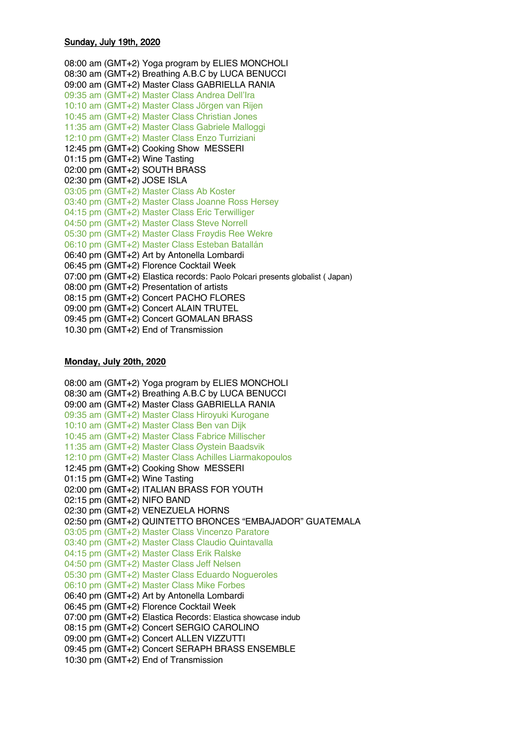**Sunday, July 19th, 2020**

08:00 am (GMT+2) Yoga program by ELIES MONCHOLI
08:30 am (GMT+2) Breathing A.B.C by LUCA BENUCCI
09:00 am (GMT+2) Master Class GABRIELLA RANIA
09:35 am (GMT+2) Master Class Andrea Dell'Ira
10:10 am (GMT+2) Master Class Jörgen van Rijen
10:45 am (GMT+2) Master Class Christian Jones
11:35 am (GMT+2) Master Class Gabriele Malloggi
12:10 pm (GMT+2) Master Class Enzo Turriziani
12:45 pm (GMT+2) Cooking Show MESSERI
01:15 pm (GMT+2) Wine Tasting
02:00 pm (GMT+2) SOUTH BRASS
02:30 pm (GMT+2) JOSE ISLA
03:05 pm (GMT+2) Master Class Ab Koster
03:40 pm (GMT+2) Master Class Joanne Ross Hersey
04:15 pm (GMT+2) Master Class Eric Terwilliger
04:50 pm (GMT+2) Master Class Steve Norrell
05:30 pm (GMT+2) Master Class Frøydis Ree Wekre
06:10 pm (GMT+2) Master Class Esteban Batallán
06:40 pm (GMT+2) Art by Antonella Lombardi
06:45 pm (GMT+2) Florence Cocktail Week
07:00 pm (GMT+2) Elastica records: Paolo Polcari presents globalist ( Japan)
08:00 pm (GMT+2) Presentation of artists
08:15 pm (GMT+2) Concert PACHO FLORES
09:00 pm (GMT+2) Concert ALAIN TRUTEL
09:45 pm (GMT+2) Concert GOMALAN BRASS
10.30 pm (GMT+2) End of Transmission

**Monday, July 20th, 2020**

08:00 am (GMT+2) Yoga program by ELIES MONCHOLI
08:30 am (GMT+2) Breathing A.B.C by LUCA BENUCCI
09:00 am (GMT+2) Master Class GABRIELLA RANIA
09:35 am (GMT+2) Master Class Hiroyuki Kurogane
10:10 am (GMT+2) Master Class Ben van Dijk
10:45 am (GMT+2) Master Class Fabrice Millischer
11:35 am (GMT+2) Master Class Øystein Baadsvik
12:10 pm (GMT+2) Master Class Achilles Liarmakopoulos
12:45 pm (GMT+2) Cooking Show MESSERI
01:15 pm (GMT+2) Wine Tasting
02:00 pm (GMT+2) ITALIAN BRASS FOR YOUTH
02:15 pm (GMT+2) NIFO BAND
02:30 pm (GMT+2) VENEZUELA HORNS
02:50 pm (GMT+2) QUINTETTO BRONCES "EMBAJADOR" GUATEMALA
03:05 pm (GMT+2) Master Class Vincenzo Paratore
03:40 pm (GMT+2) Master Class Claudio Quintavalla
04:15 pm (GMT+2) Master Class Erik Ralske
04:50 pm (GMT+2) Master Class Jeff Nelsen
05:30 pm (GMT+2) Master Class Eduardo Nogueroles
06:10 pm (GMT+2) Master Class Mike Forbes
06:40 pm (GMT+2) Art by Antonella Lombardi
06:45 pm (GMT+2) Florence Cocktail Week
07:00 pm (GMT+2) Elastica Records: Elastica showcase indub
08:15 pm (GMT+2) Concert SERGIO CAROLINO
09:00 pm (GMT+2) Concert ALLEN VIZZUTTI
09:45 pm (GMT+2) Concert SERAPH BRASS ENSEMBLE
10:30 pm (GMT+2) End of Transmission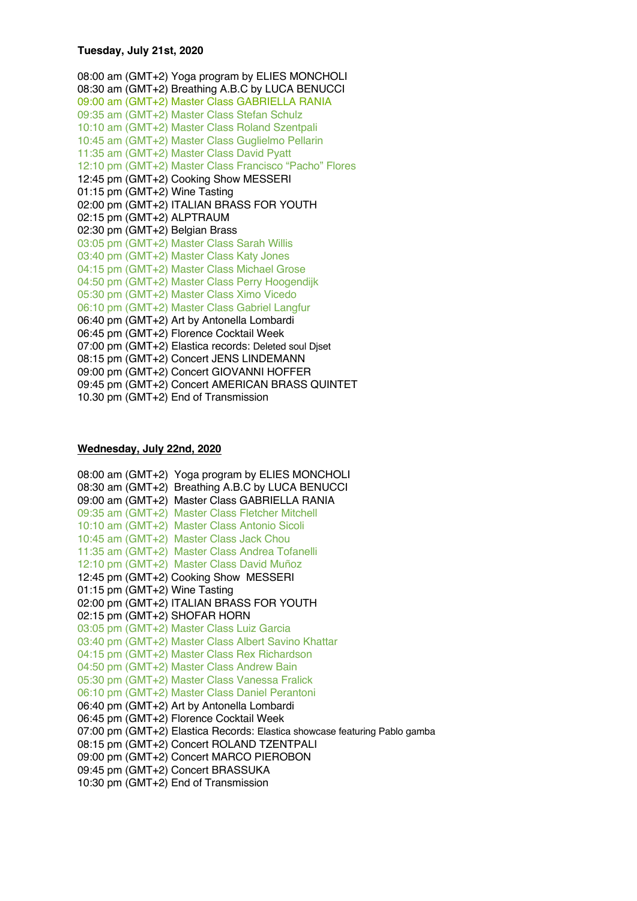**Tuesday, July 21st, 2020**

08:00 am (GMT+2) Yoga program by ELIES MONCHOLI
08:30 am (GMT+2) Breathing A.B.C by LUCA BENUCCI
09:00 am (GMT+2) Master Class GABRIELLA RANIA
09:35 am (GMT+2) Master Class Stefan Schulz
10:10 am (GMT+2) Master Class Roland Szentpali
10:45 am (GMT+2) Master Class Guglielmo Pellarin
11:35 am (GMT+2) Master Class David Pyatt
12:10 pm (GMT+2) Master Class Francisco "Pacho" Flores
12:45 pm (GMT+2) Cooking Show MESSERI
01:15 pm (GMT+2) Wine Tasting
02:00 pm (GMT+2) ITALIAN BRASS FOR YOUTH
02:15 pm (GMT+2) ALPTRAUM
02:30 pm (GMT+2) Belgian Brass
03:05 pm (GMT+2) Master Class Sarah Willis
03:40 pm (GMT+2) Master Class Katy Jones
04:15 pm (GMT+2) Master Class Michael Grose
04:50 pm (GMT+2) Master Class Perry Hoogendijk
05:30 pm (GMT+2) Master Class Ximo Vicedo
06:10 pm (GMT+2) Master Class Gabriel Langfur
06:40 pm (GMT+2) Art by Antonella Lombardi
06:45 pm (GMT+2) Florence Cocktail Week
07:00 pm (GMT+2) Elastica records: Deleted soul Djset
08:15 pm (GMT+2) Concert JENS LINDEMANN
09:00 pm (GMT+2) Concert GIOVANNI HOFFER
09:45 pm (GMT+2) Concert AMERICAN BRASS QUINTET
10.30 pm (GMT+2) End of Transmission

**Wednesday, July 22nd, 2020**

08:00 am (GMT+2) Yoga program by ELIES MONCHOLI
08:30 am (GMT+2) Breathing A.B.C by LUCA BENUCCI
09:00 am (GMT+2) Master Class GABRIELLA RANIA
09:35 am (GMT+2) Master Class Fletcher Mitchell
10:10 am (GMT+2) Master Class Antonio Sicoli
10:45 am (GMT+2) Master Class Jack Chou
11:35 am (GMT+2) Master Class Andrea Tofanelli
12:10 pm (GMT+2) Master Class David Muñoz
12:45 pm (GMT+2) Cooking Show MESSERI
01:15 pm (GMT+2) Wine Tasting
02:00 pm (GMT+2) ITALIAN BRASS FOR YOUTH
02:15 pm (GMT+2) SHOFAR HORN
03:05 pm (GMT+2) Master Class Luiz Garcia
03:40 pm (GMT+2) Master Class Albert Savino Khattar
04:15 pm (GMT+2) Master Class Rex Richardson
04:50 pm (GMT+2) Master Class Andrew Bain
05:30 pm (GMT+2) Master Class Vanessa Fralick
06:10 pm (GMT+2) Master Class Daniel Perantoni
06:40 pm (GMT+2) Art by Antonella Lombardi
06:45 pm (GMT+2) Florence Cocktail Week
07:00 pm (GMT+2) Elastica Records: Elastica showcase featuring Pablo gamba
08:15 pm (GMT+2) Concert ROLAND TZENTPALI
09:00 pm (GMT+2) Concert MARCO PIEROBON
09:45 pm (GMT+2) Concert BRASSUKA
10:30 pm (GMT+2) End of Transmission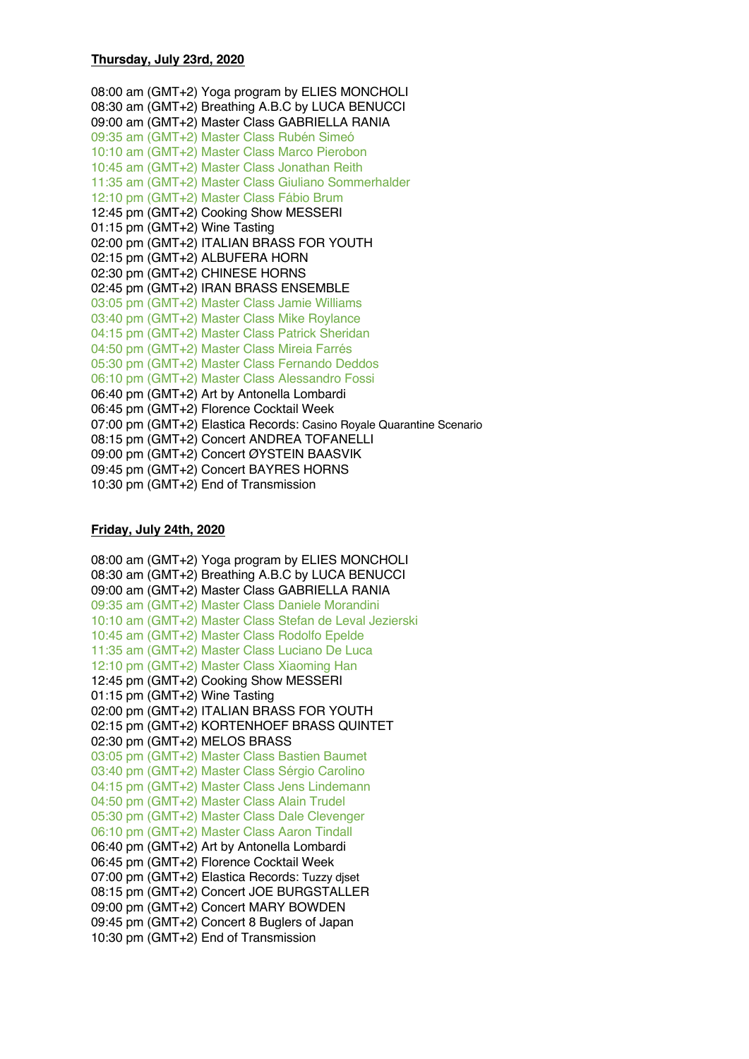**Thursday, July 23rd, 2020**

08:00 am (GMT+2) Yoga program by ELIES MONCHOLI
08:30 am (GMT+2) Breathing A.B.C by LUCA BENUCCI
09:00 am (GMT+2) Master Class GABRIELLA RANIA
09:35 am (GMT+2) Master Class Rubén Simeó
10:10 am (GMT+2) Master Class Marco Pierobon
10:45 am (GMT+2) Master Class Jonathan Reith
11:35 am (GMT+2) Master Class Giuliano Sommerhalder
12:10 pm (GMT+2) Master Class Fábio Brum
12:45 pm (GMT+2) Cooking Show MESSERI
01:15 pm (GMT+2) Wine Tasting
02:00 pm (GMT+2) ITALIAN BRASS FOR YOUTH
02:15 pm (GMT+2) ALBUFERA HORN
02:30 pm (GMT+2) CHINESE HORNS
02:45 pm (GMT+2) IRAN BRASS ENSEMBLE
03:05 pm (GMT+2) Master Class Jamie Williams
03:40 pm (GMT+2) Master Class Mike Roylance
04:15 pm (GMT+2) Master Class Patrick Sheridan
04:50 pm (GMT+2) Master Class Mireia Farrés
05:30 pm (GMT+2) Master Class Fernando Deddos
06:10 pm (GMT+2) Master Class Alessandro Fossi
06:40 pm (GMT+2) Art by Antonella Lombardi
06:45 pm (GMT+2) Florence Cocktail Week
07:00 pm (GMT+2) Elastica Records: Casino Royale Quarantine Scenario
08:15 pm (GMT+2) Concert ANDREA TOFANELLI
09:00 pm (GMT+2) Concert ØYSTEIN BAASVIK
09:45 pm (GMT+2) Concert BAYRES HORNS
10:30 pm (GMT+2) End of Transmission

**Friday, July 24th, 2020**

08:00 am (GMT+2) Yoga program by ELIES MONCHOLI
08:30 am (GMT+2) Breathing A.B.C by LUCA BENUCCI
09:00 am (GMT+2) Master Class GABRIELLA RANIA
09:35 am (GMT+2) Master Class Daniele Morandini
10:10 am (GMT+2) Master Class Stefan de Leval Jezierski
10:45 am (GMT+2) Master Class Rodolfo Epelde
11:35 am (GMT+2) Master Class Luciano De Luca
12:10 pm (GMT+2) Master Class Xiaoming Han
12:45 pm (GMT+2) Cooking Show MESSERI
01:15 pm (GMT+2) Wine Tasting
02:00 pm (GMT+2) ITALIAN BRASS FOR YOUTH
02:15 pm (GMT+2) KORTENHOEF BRASS QUINTET
02:30 pm (GMT+2) MELOS BRASS
03:05 pm (GMT+2) Master Class Bastien Baumet
03:40 pm (GMT+2) Master Class Sérgio Carolino
04:15 pm (GMT+2) Master Class Jens Lindemann
04:50 pm (GMT+2) Master Class Alain Trudel
05:30 pm (GMT+2) Master Class Dale Clevenger
06:10 pm (GMT+2) Master Class Aaron Tindall
06:40 pm (GMT+2) Art by Antonella Lombardi
06:45 pm (GMT+2) Florence Cocktail Week
07:00 pm (GMT+2) Elastica Records: Tuzzy djset
08:15 pm (GMT+2) Concert JOE BURGSTALLER
09:00 pm (GMT+2) Concert MARY BOWDEN
09:45 pm (GMT+2) Concert 8 Buglers of Japan
10:30 pm (GMT+2) End of Transmission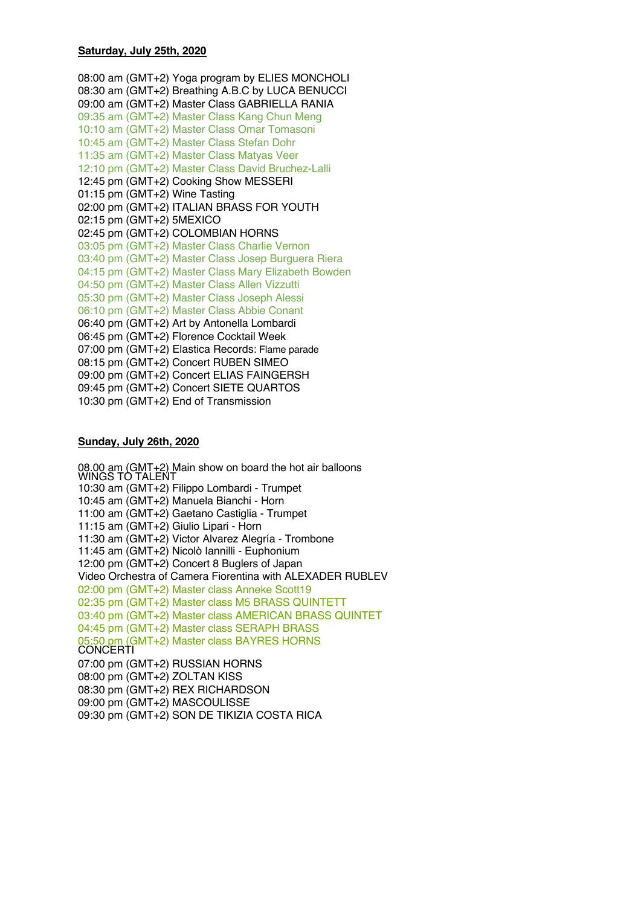**Saturday, July 25th, 2020**

08:00 am (GMT+2) Yoga program by ELIES MONCHOLI
08:30 am (GMT+2) Breathing A.B.C by LUCA BENUCCI
09:00 am (GMT+2) Master Class GABRIELLA RANIA
09:35 am (GMT+2) Master Class Kang Chun Meng
10:10 am (GMT+2) Master Class Omar Tomasoni
10:45 am (GMT+2) Master Class Stefan Dohr
11:35 am (GMT+2) Master Class Matyas Veer
12:10 pm (GMT+2) Master Class David Bruchez-Lalli
12:45 pm (GMT+2) Cooking Show MESSERI
01:15 pm (GMT+2) Wine Tasting
02:00 pm (GMT+2) ITALIAN BRASS FOR YOUTH
02:15 pm (GMT+2) 5MEXICO
02:45 pm (GMT+2) COLOMBIAN HORNS
03:05 pm (GMT+2) Master Class Charlie Vernon
03:40 pm (GMT+2) Master Class Josep Burguera Riera
04:15 pm (GMT+2) Master Class Mary Elizabeth Bowden
04:50 pm (GMT+2) Master Class Allen Vizzutti
05:30 pm (GMT+2) Master Class Joseph Alessi
06:10 pm (GMT+2) Master Class Abbie Conant
06:40 pm (GMT+2) Art by Antonella Lombardi
06:45 pm (GMT+2) Florence Cocktail Week
07:00 pm (GMT+2) Elastica Records: Flame parade
08:15 pm (GMT+2) Concert RUBEN SIMEO
09:00 pm (GMT+2) Concert ELIAS FAINGERSH
09:45 pm (GMT+2) Concert SIETE QUARTOS
10:30 pm (GMT+2) End of Transmission

**Sunday, July 26th, 2020**

08.00 am (GMT+2) Main show on board the hot air balloons
WINGS TO TALENT
10:30 am (GMT+2) Filippo Lombardi - Trumpet
10:45 am (GMT+2) Manuela Bianchi - Horn
11:00 am (GMT+2) Gaetano Castiglia - Trumpet
11:15 am (GMT+2) Giulio Lipari - Horn
11:30 am (GMT+2) Victor Alvarez Alegría - Trombone
11:45 am (GMT+2) Nicolò Iannilli - Euphonium
12:00 pm (GMT+2) Concert 8 Buglers of Japan
Video Orchestra of Camera Fiorentina with ALEXADER RUBLEV
02:00 pm (GMT+2) Master class Anneke Scott19
02:35 pm (GMT+2) Master class M5 BRASS QUINTETT
03:40 pm (GMT+2) Master class AMERICAN BRASS QUINTET
04:45 pm (GMT+2) Master class SERAPH BRASS
05:50 pm (GMT+2) Master class BAYRES HORNS
CONCERTI
07:00 pm (GMT+2) RUSSIAN HORNS
08:00 pm (GMT+2) ZOLTAN KISS
08:30 pm (GMT+2) REX RICHARDSON
09:00 pm (GMT+2) MASCOULISSE
09:30 pm (GMT+2) SON DE TIKIZIA COSTA RICA